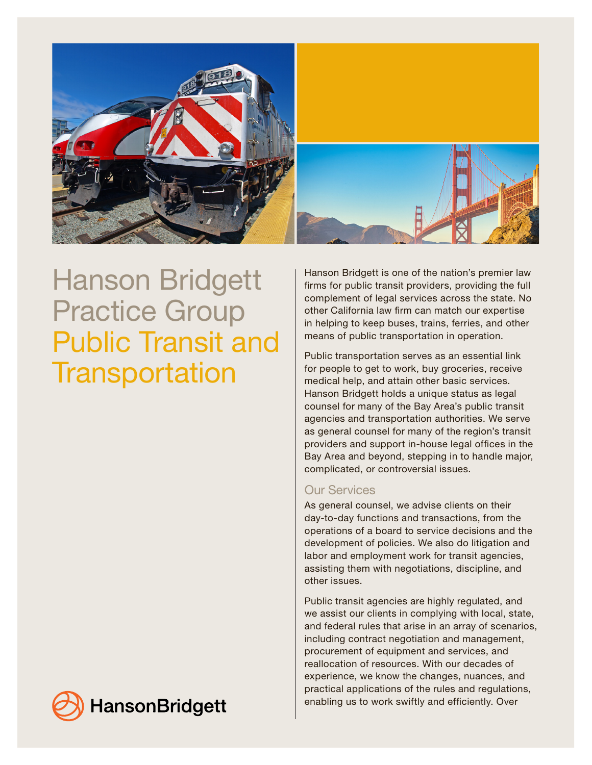# Hanson Bridgett Practice Group Public Transit and Transportation

HansonBridgett

Hanson Bridgett is one of the nation's premier law firms for public transit providers, providing the full complement of legal services across the state. No other California law firm can match our expertise in helping to keep buses, trains, ferries, and other means of public transportation in operation.

Public transportation serves as an essential link for people to get to work, buy groceries, receive medical help, and attain other basic services. Hanson Bridgett holds a unique status as legal counsel for many of the Bay Area's public transit agencies and transportation authorities. We serve as general counsel for many of the region's transit providers and support in-house legal offices in the Bay Area and beyond, stepping in to handle major, complicated, or controversial issues.

## Our Services

As general counsel, we advise clients on their day-to-day functions and transactions, from the operations of a board to service decisions and the development of policies. We also do litigation and labor and employment work for transit agencies, assisting them with negotiations, discipline, and other issues.

Public transit agencies are highly regulated, and we assist our clients in complying with local, state, and federal rules that arise in an array of scenarios, including contract negotiation and management, procurement of equipment and services, and reallocation of resources. With our decades of experience, we know the changes, nuances, and practical applications of the rules and regulations, enabling us to work swiftly and efficiently. Over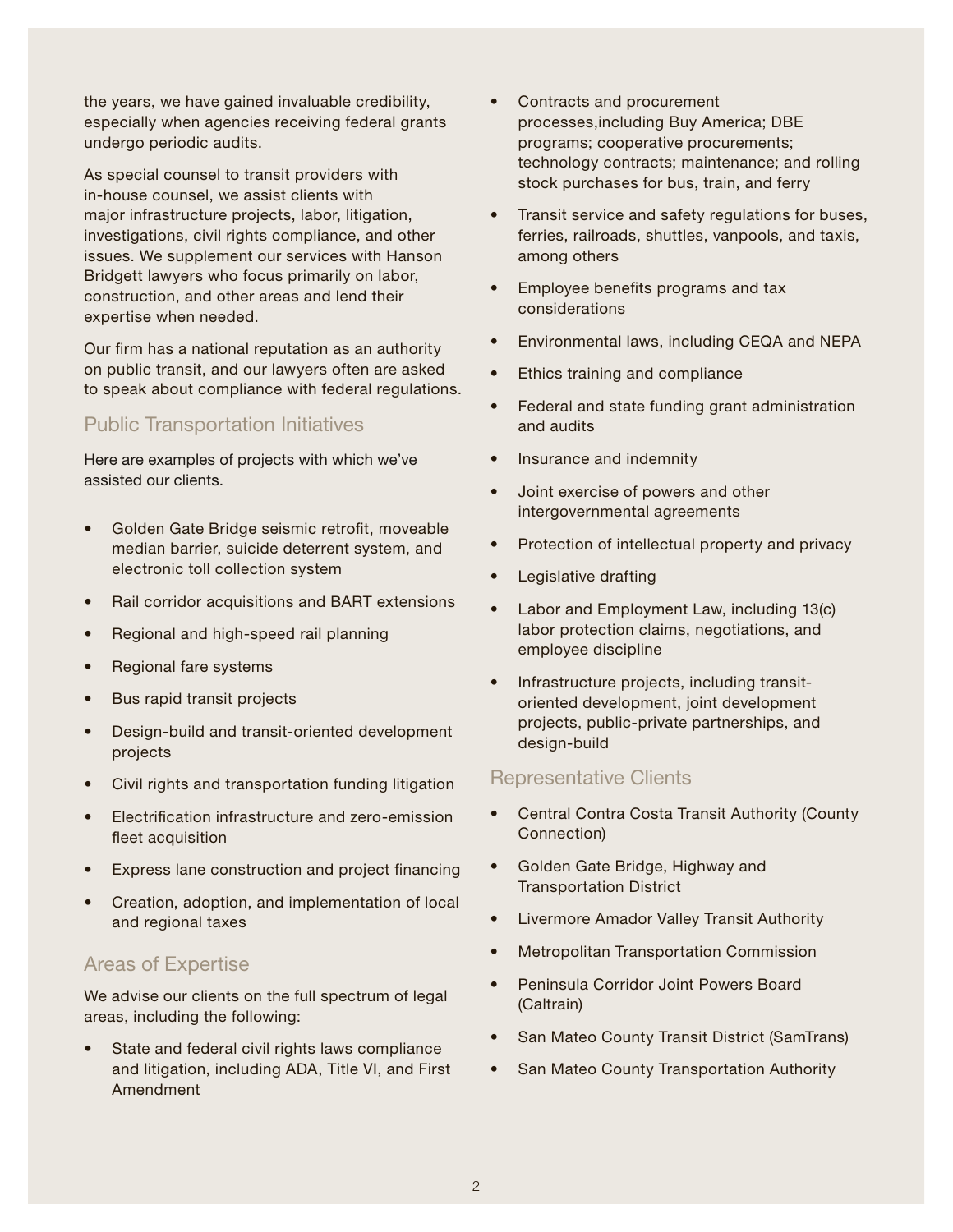the years, we have gained invaluable credibility, especially when agencies receiving federal grants undergo periodic audits.

As special counsel to transit providers with in-house counsel, we assist clients with major infrastructure projects, labor, litigation, investigations, civil rights compliance, and other issues. We supplement our services with Hanson Bridgett lawyers who focus primarily on labor, construction, and other areas and lend their expertise when needed.

Our firm has a national reputation as an authority on public transit, and our lawyers often are asked to speak about compliance with federal regulations.

## Public Transportation Initiatives

Here are examples of projects with which we've assisted our clients.

- Golden Gate Bridge seismic retrofit, moveable median barrier, suicide deterrent system, and electronic toll collection system
- Rail corridor acquisitions and BART extensions
- Regional and high-speed rail planning
- Regional fare systems
- Bus rapid transit projects
- Design-build and transit-oriented development projects
- Civil rights and transportation funding litigation
- Electrification infrastructure and zero-emission fleet acquisition
- Express lane construction and project financing
- Creation, adoption, and implementation of local and regional taxes

## Areas of Expertise

We advise our clients on the full spectrum of legal areas, including the following:

- State and federal civil rights laws compliance and litigation, including ADA, Title VI, and First Amendment
- Contracts and procurement processes,including Buy America; DBE programs; cooperative procurements; technology contracts; maintenance; and rolling stock purchases for bus, train, and ferry
- Transit service and safety regulations for buses, ferries, railroads, shuttles, vanpools, and taxis, among others
- Employee benefits programs and tax considerations
- Environmental laws, including CEQA and NEPA
- Ethics training and compliance
- Federal and state funding grant administration and audits
- Insurance and indemnity
- Joint exercise of powers and other intergovernmental agreements
- Protection of intellectual property and privacy
- Legislative drafting
- Labor and Employment Law, including 13(c) labor protection claims, negotiations, and employee discipline
- Infrastructure projects, including transit-oriented development, joint development projects, public-private partnerships, and design-build

## Representative Clients

- Central Contra Costa Transit Authority (County Connection)
- Golden Gate Bridge, Highway and Transportation District
- Livermore Amador Valley Transit Authority
- Metropolitan Transportation Commission
- Peninsula Corridor Joint Powers Board (Caltrain)
- San Mateo County Transit District (SamTrans)
- San Mateo County Transportation Authority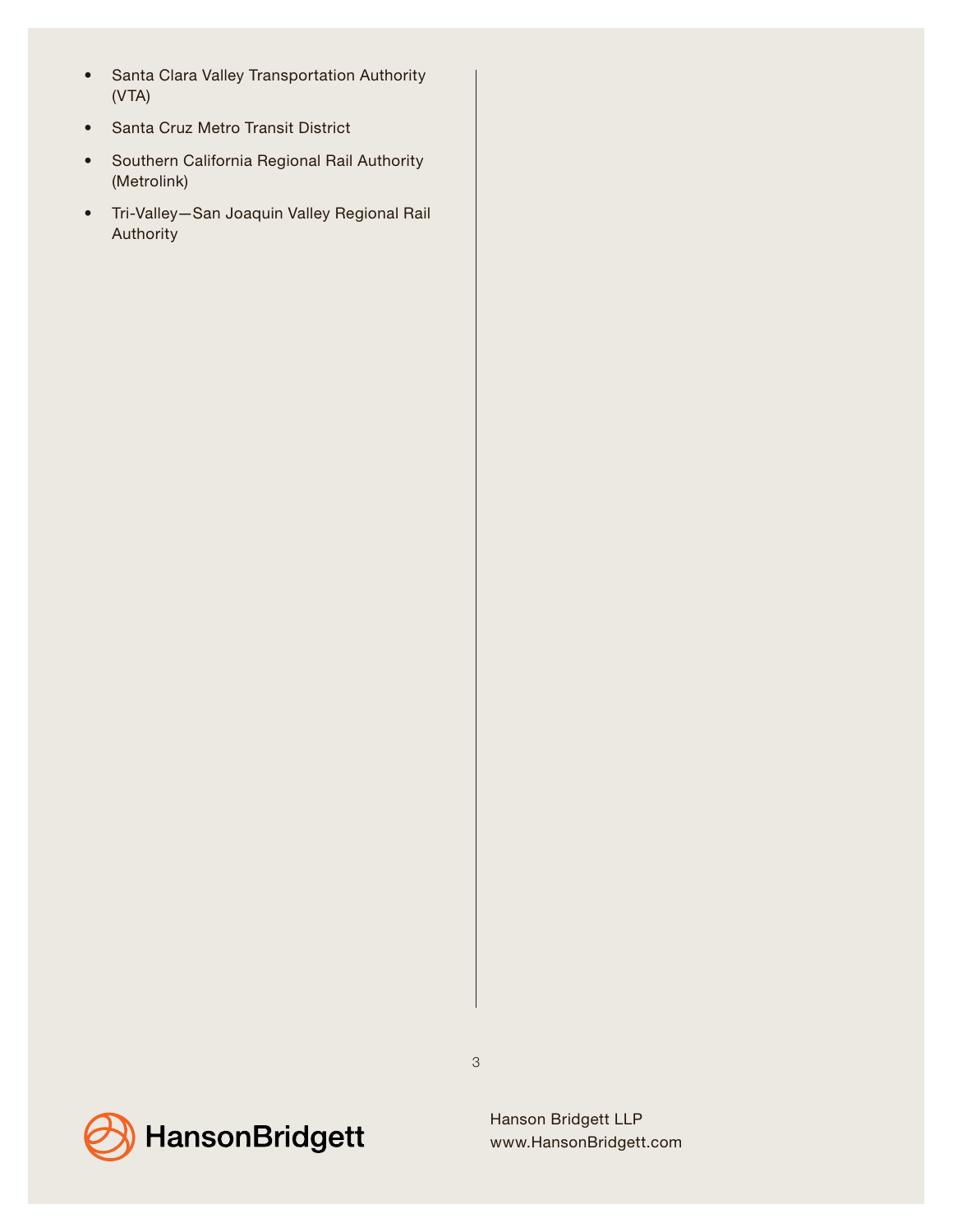- Santa Clara Valley Transportation Authority (VTA)
- Santa Cruz Metro Transit District
- Southern California Regional Rail Authority (Metrolink)
- Tri-Valley—San Joaquin Valley Regional Rail Authority

Hanson Bridgett LLP
www.HansonBridgett.com